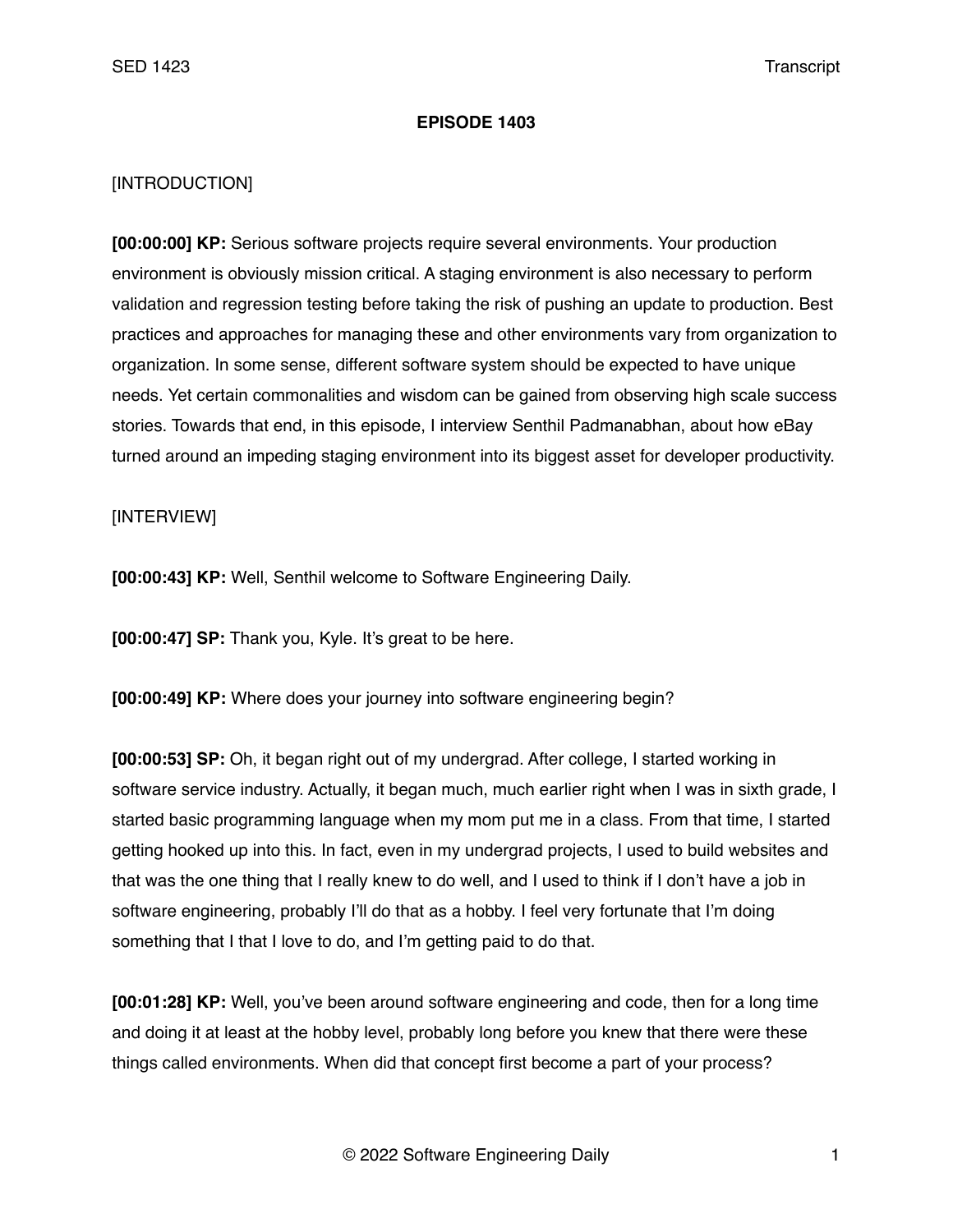**EPISODE 1403**

[INTRODUCTION]

**[00:00:00] KP:** Serious software projects require several environments. Your production environment is obviously mission critical. A staging environment is also necessary to perform validation and regression testing before taking the risk of pushing an update to production. Best practices and approaches for managing these and other environments vary from organization to organization. In some sense, different software system should be expected to have unique needs. Yet certain commonalities and wisdom can be gained from observing high scale success stories. Towards that end, in this episode, I interview Senthil Padmanabhan, about how eBay turned around an impeding staging environment into its biggest asset for developer productivity.

[INTERVIEW]

**[00:00:43] KP:** Well, Senthil welcome to Software Engineering Daily.

**[00:00:47] SP:** Thank you, Kyle. It's great to be here.

**[00:00:49] KP:** Where does your journey into software engineering begin?

**[00:00:53] SP:** Oh, it began right out of my undergrad. After college, I started working in software service industry. Actually, it began much, much earlier right when I was in sixth grade, I started basic programming language when my mom put me in a class. From that time, I started getting hooked up into this. In fact, even in my undergrad projects, I used to build websites and that was the one thing that I really knew to do well, and I used to think if I don't have a job in software engineering, probably I'll do that as a hobby. I feel very fortunate that I'm doing something that I that I love to do, and I'm getting paid to do that.

**[00:01:28] KP:** Well, you've been around software engineering and code, then for a long time and doing it at least at the hobby level, probably long before you knew that there were these things called environments. When did that concept first become a part of your process?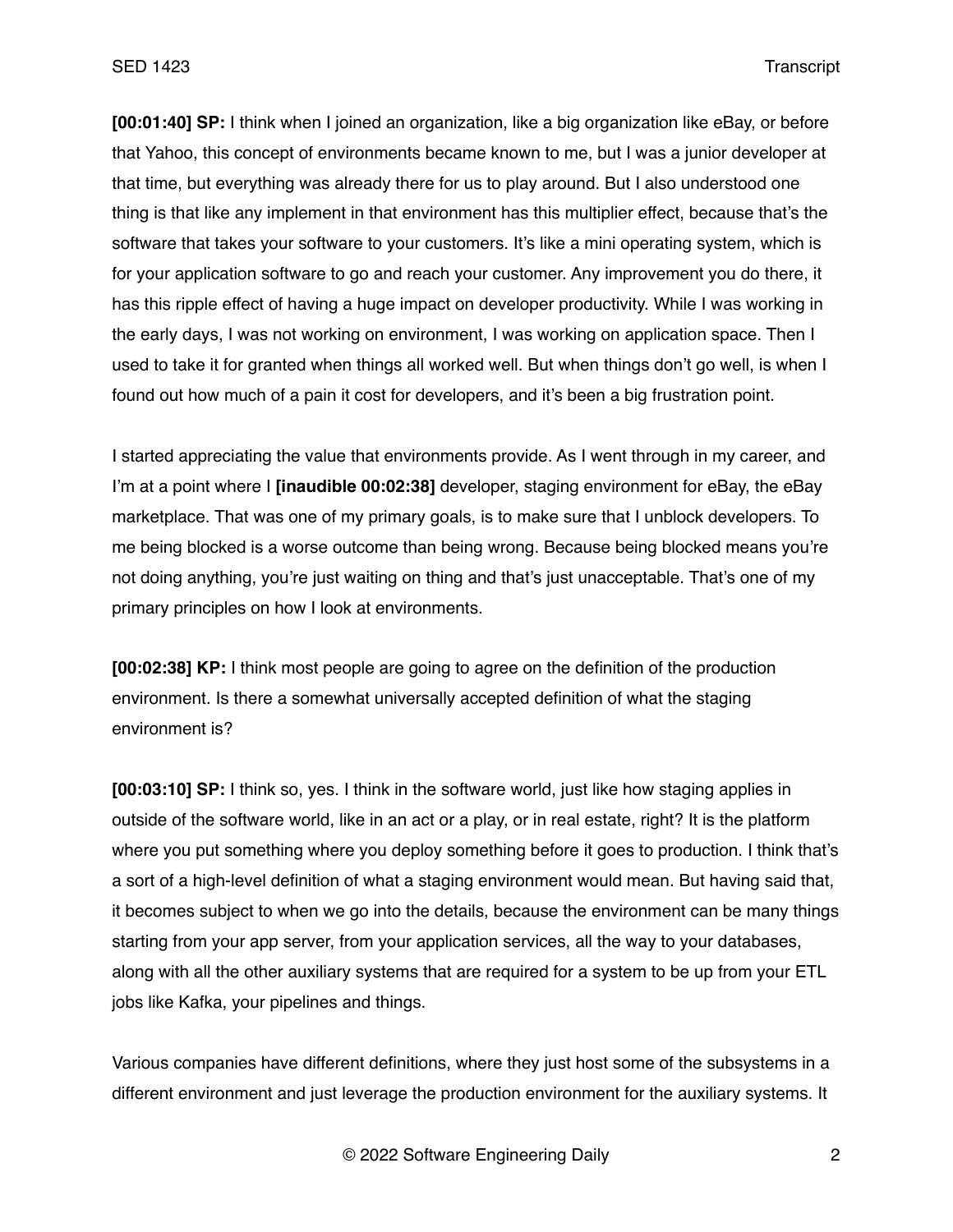**[00:01:40] SP:** I think when I joined an organization, like a big organization like eBay, or before that Yahoo, this concept of environments became known to me, but I was a junior developer at that time, but everything was already there for us to play around. But I also understood one thing is that like any implement in that environment has this multiplier effect, because that's the software that takes your software to your customers. It's like a mini operating system, which is for your application software to go and reach your customer. Any improvement you do there, it has this ripple effect of having a huge impact on developer productivity. While I was working in the early days, I was not working on environment, I was working on application space. Then I used to take it for granted when things all worked well. But when things don't go well, is when I found out how much of a pain it cost for developers, and it's been a big frustration point.

I started appreciating the value that environments provide. As I went through in my career, and I'm at a point where I **[inaudible 00:02:38]** developer, staging environment for eBay, the eBay marketplace. That was one of my primary goals, is to make sure that I unblock developers. To me being blocked is a worse outcome than being wrong. Because being blocked means you're not doing anything, you're just waiting on thing and that's just unacceptable. That's one of my primary principles on how I look at environments.

**[00:02:38] KP:** I think most people are going to agree on the definition of the production environment. Is there a somewhat universally accepted definition of what the staging environment is?

**[00:03:10] SP:** I think so, yes. I think in the software world, just like how staging applies in outside of the software world, like in an act or a play, or in real estate, right? It is the platform where you put something where you deploy something before it goes to production. I think that's a sort of a high-level definition of what a staging environment would mean. But having said that, it becomes subject to when we go into the details, because the environment can be many things starting from your app server, from your application services, all the way to your databases, along with all the other auxiliary systems that are required for a system to be up from your ETL jobs like Kafka, your pipelines and things.

Various companies have different definitions, where they just host some of the subsystems in a different environment and just leverage the production environment for the auxiliary systems. It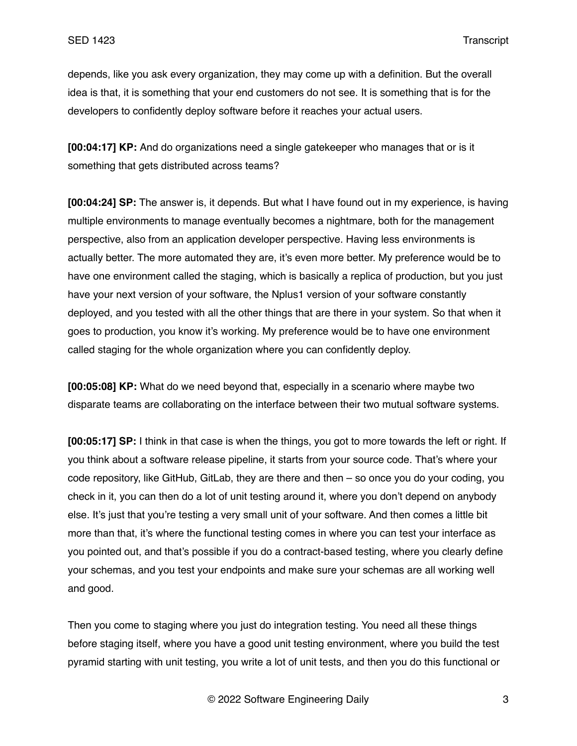depends, like you ask every organization, they may come up with a definition. But the overall idea is that, it is something that your end customers do not see. It is something that is for the developers to confidently deploy software before it reaches your actual users.

**[00:04:17] KP:** And do organizations need a single gatekeeper who manages that or is it something that gets distributed across teams?

**[00:04:24] SP:** The answer is, it depends. But what I have found out in my experience, is having multiple environments to manage eventually becomes a nightmare, both for the management perspective, also from an application developer perspective. Having less environments is actually better. The more automated they are, it's even more better. My preference would be to have one environment called the staging, which is basically a replica of production, but you just have your next version of your software, the Nplus1 version of your software constantly deployed, and you tested with all the other things that are there in your system. So that when it goes to production, you know it's working. My preference would be to have one environment called staging for the whole organization where you can confidently deploy.

**[00:05:08] KP:** What do we need beyond that, especially in a scenario where maybe two disparate teams are collaborating on the interface between their two mutual software systems.

**[00:05:17] SP:** I think in that case is when the things, you got to more towards the left or right. If you think about a software release pipeline, it starts from your source code. That's where your code repository, like GitHub, GitLab, they are there and then – so once you do your coding, you check in it, you can then do a lot of unit testing around it, where you don't depend on anybody else. It's just that you're testing a very small unit of your software. And then comes a little bit more than that, it's where the functional testing comes in where you can test your interface as you pointed out, and that's possible if you do a contract-based testing, where you clearly define your schemas, and you test your endpoints and make sure your schemas are all working well and good.

Then you come to staging where you just do integration testing. You need all these things before staging itself, where you have a good unit testing environment, where you build the test pyramid starting with unit testing, you write a lot of unit tests, and then you do this functional or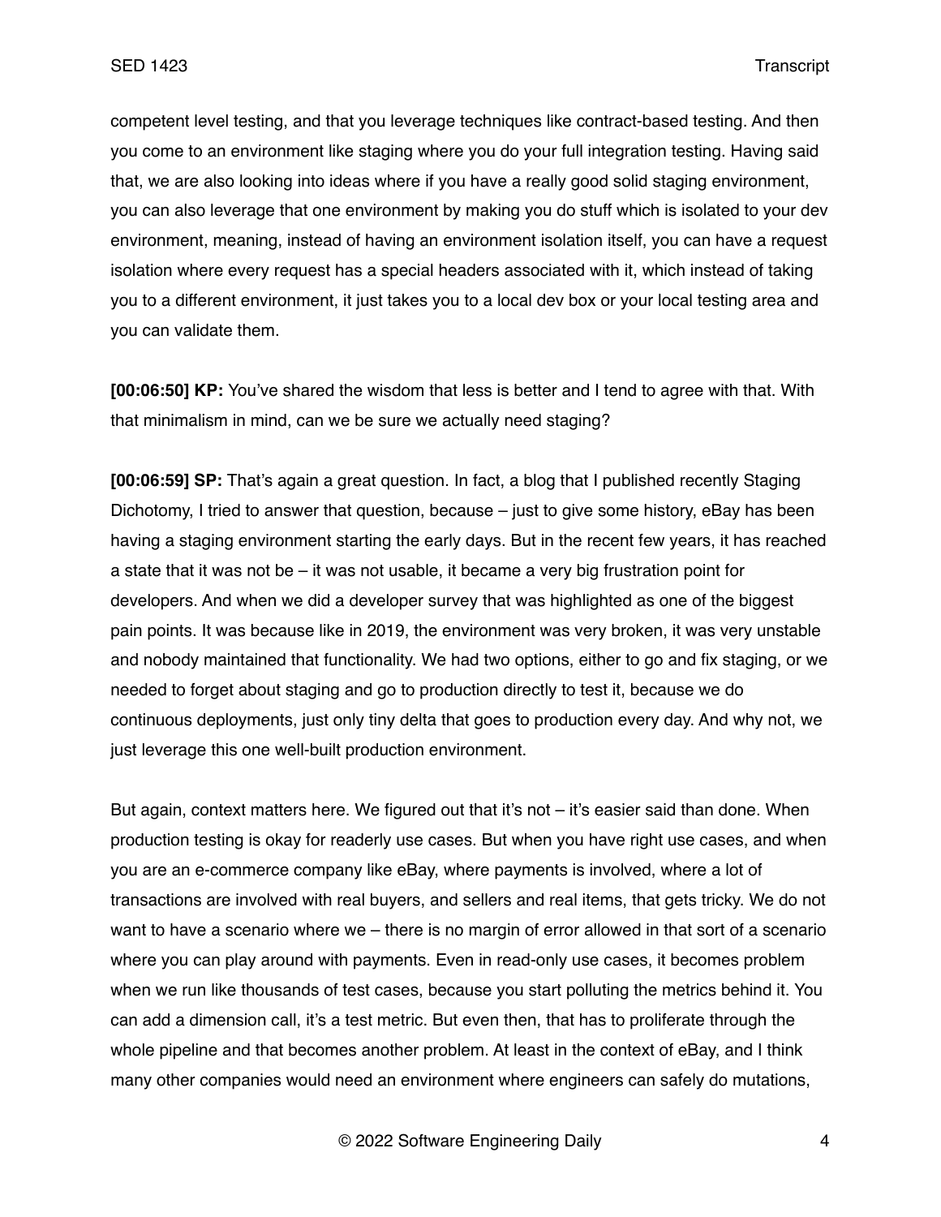competent level testing, and that you leverage techniques like contract-based testing. And then you come to an environment like staging where you do your full integration testing. Having said that, we are also looking into ideas where if you have a really good solid staging environment, you can also leverage that one environment by making you do stuff which is isolated to your dev environment, meaning, instead of having an environment isolation itself, you can have a request isolation where every request has a special headers associated with it, which instead of taking you to a different environment, it just takes you to a local dev box or your local testing area and you can validate them.

**[00:06:50] KP:** You've shared the wisdom that less is better and I tend to agree with that. With that minimalism in mind, can we be sure we actually need staging?

**[00:06:59] SP:** That's again a great question. In fact, a blog that I published recently Staging Dichotomy, I tried to answer that question, because – just to give some history, eBay has been having a staging environment starting the early days. But in the recent few years, it has reached a state that it was not be – it was not usable, it became a very big frustration point for developers. And when we did a developer survey that was highlighted as one of the biggest pain points. It was because like in 2019, the environment was very broken, it was very unstable and nobody maintained that functionality. We had two options, either to go and fix staging, or we needed to forget about staging and go to production directly to test it, because we do continuous deployments, just only tiny delta that goes to production every day. And why not, we just leverage this one well-built production environment.

But again, context matters here. We figured out that it's not – it's easier said than done. When production testing is okay for readerly use cases. But when you have right use cases, and when you are an e-commerce company like eBay, where payments is involved, where a lot of transactions are involved with real buyers, and sellers and real items, that gets tricky. We do not want to have a scenario where we – there is no margin of error allowed in that sort of a scenario where you can play around with payments. Even in read-only use cases, it becomes problem when we run like thousands of test cases, because you start polluting the metrics behind it. You can add a dimension call, it's a test metric. But even then, that has to proliferate through the whole pipeline and that becomes another problem. At least in the context of eBay, and I think many other companies would need an environment where engineers can safely do mutations,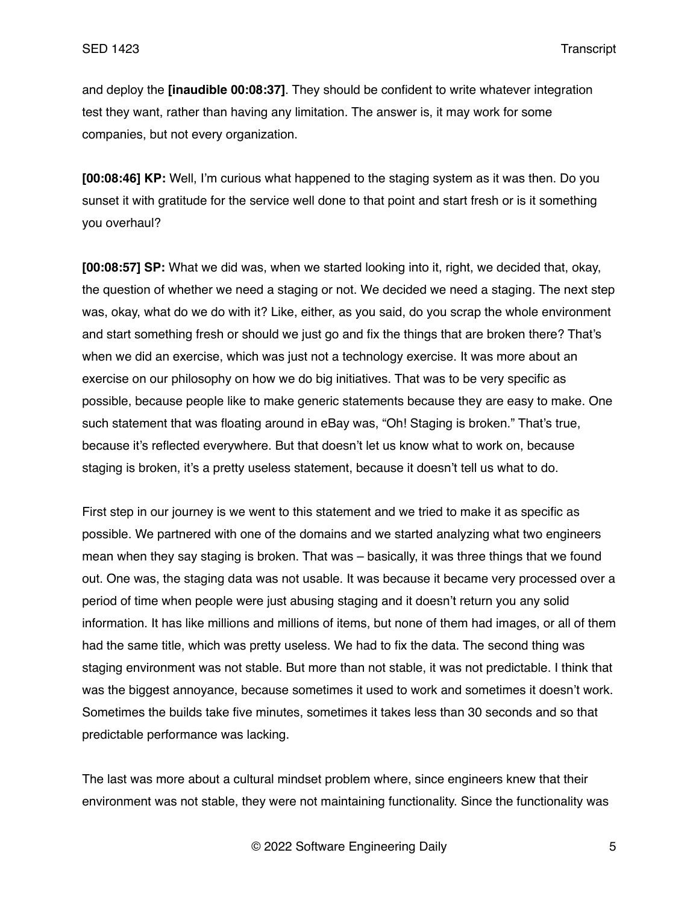and deploy the **[inaudible 00:08:37]**. They should be confident to write whatever integration test they want, rather than having any limitation. The answer is, it may work for some companies, but not every organization.

**[00:08:46] KP:** Well, I'm curious what happened to the staging system as it was then. Do you sunset it with gratitude for the service well done to that point and start fresh or is it something you overhaul?

**[00:08:57] SP:** What we did was, when we started looking into it, right, we decided that, okay, the question of whether we need a staging or not. We decided we need a staging. The next step was, okay, what do we do with it? Like, either, as you said, do you scrap the whole environment and start something fresh or should we just go and fix the things that are broken there? That's when we did an exercise, which was just not a technology exercise. It was more about an exercise on our philosophy on how we do big initiatives. That was to be very specific as possible, because people like to make generic statements because they are easy to make. One such statement that was floating around in eBay was, "Oh! Staging is broken." That's true, because it's reflected everywhere. But that doesn't let us know what to work on, because staging is broken, it's a pretty useless statement, because it doesn't tell us what to do.

First step in our journey is we went to this statement and we tried to make it as specific as possible. We partnered with one of the domains and we started analyzing what two engineers mean when they say staging is broken. That was – basically, it was three things that we found out. One was, the staging data was not usable. It was because it became very processed over a period of time when people were just abusing staging and it doesn't return you any solid information. It has like millions and millions of items, but none of them had images, or all of them had the same title, which was pretty useless. We had to fix the data. The second thing was staging environment was not stable. But more than not stable, it was not predictable. I think that was the biggest annoyance, because sometimes it used to work and sometimes it doesn't work. Sometimes the builds take five minutes, sometimes it takes less than 30 seconds and so that predictable performance was lacking.

The last was more about a cultural mindset problem where, since engineers knew that their environment was not stable, they were not maintaining functionality. Since the functionality was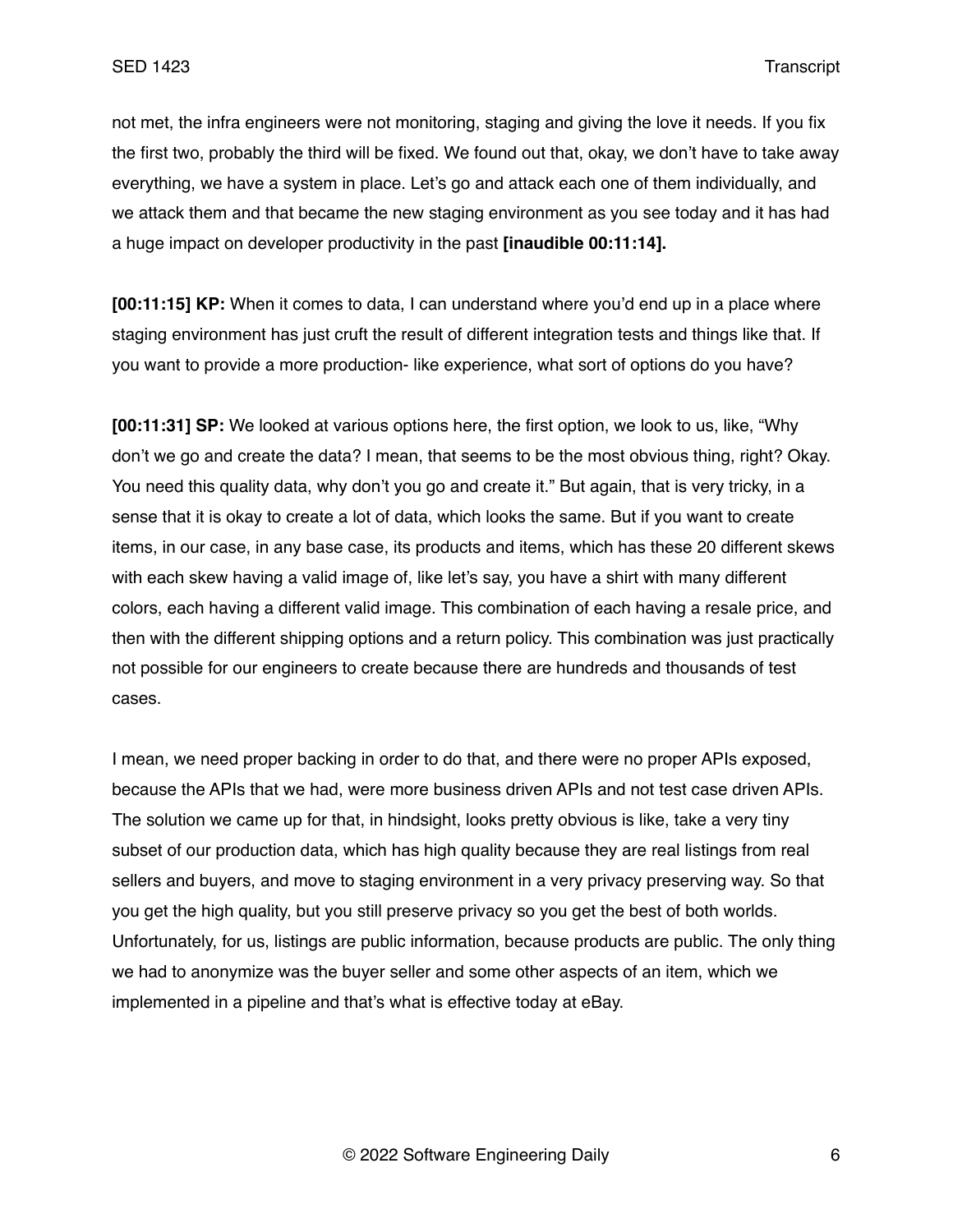not met, the infra engineers were not monitoring, staging and giving the love it needs. If you fix the first two, probably the third will be fixed. We found out that, okay, we don't have to take away everything, we have a system in place. Let's go and attack each one of them individually, and we attack them and that became the new staging environment as you see today and it has had a huge impact on developer productivity in the past **[inaudible 00:11:14].**

**[00:11:15] KP:** When it comes to data, I can understand where you'd end up in a place where staging environment has just cruft the result of different integration tests and things like that. If you want to provide a more production- like experience, what sort of options do you have?

**[00:11:31] SP:** We looked at various options here, the first option, we look to us, like, "Why don't we go and create the data? I mean, that seems to be the most obvious thing, right? Okay. You need this quality data, why don't you go and create it." But again, that is very tricky, in a sense that it is okay to create a lot of data, which looks the same. But if you want to create items, in our case, in any base case, its products and items, which has these 20 different skews with each skew having a valid image of, like let's say, you have a shirt with many different colors, each having a different valid image. This combination of each having a resale price, and then with the different shipping options and a return policy. This combination was just practically not possible for our engineers to create because there are hundreds and thousands of test cases.

I mean, we need proper backing in order to do that, and there were no proper APIs exposed, because the APIs that we had, were more business driven APIs and not test case driven APIs. The solution we came up for that, in hindsight, looks pretty obvious is like, take a very tiny subset of our production data, which has high quality because they are real listings from real sellers and buyers, and move to staging environment in a very privacy preserving way. So that you get the high quality, but you still preserve privacy so you get the best of both worlds. Unfortunately, for us, listings are public information, because products are public. The only thing we had to anonymize was the buyer seller and some other aspects of an item, which we implemented in a pipeline and that's what is effective today at eBay.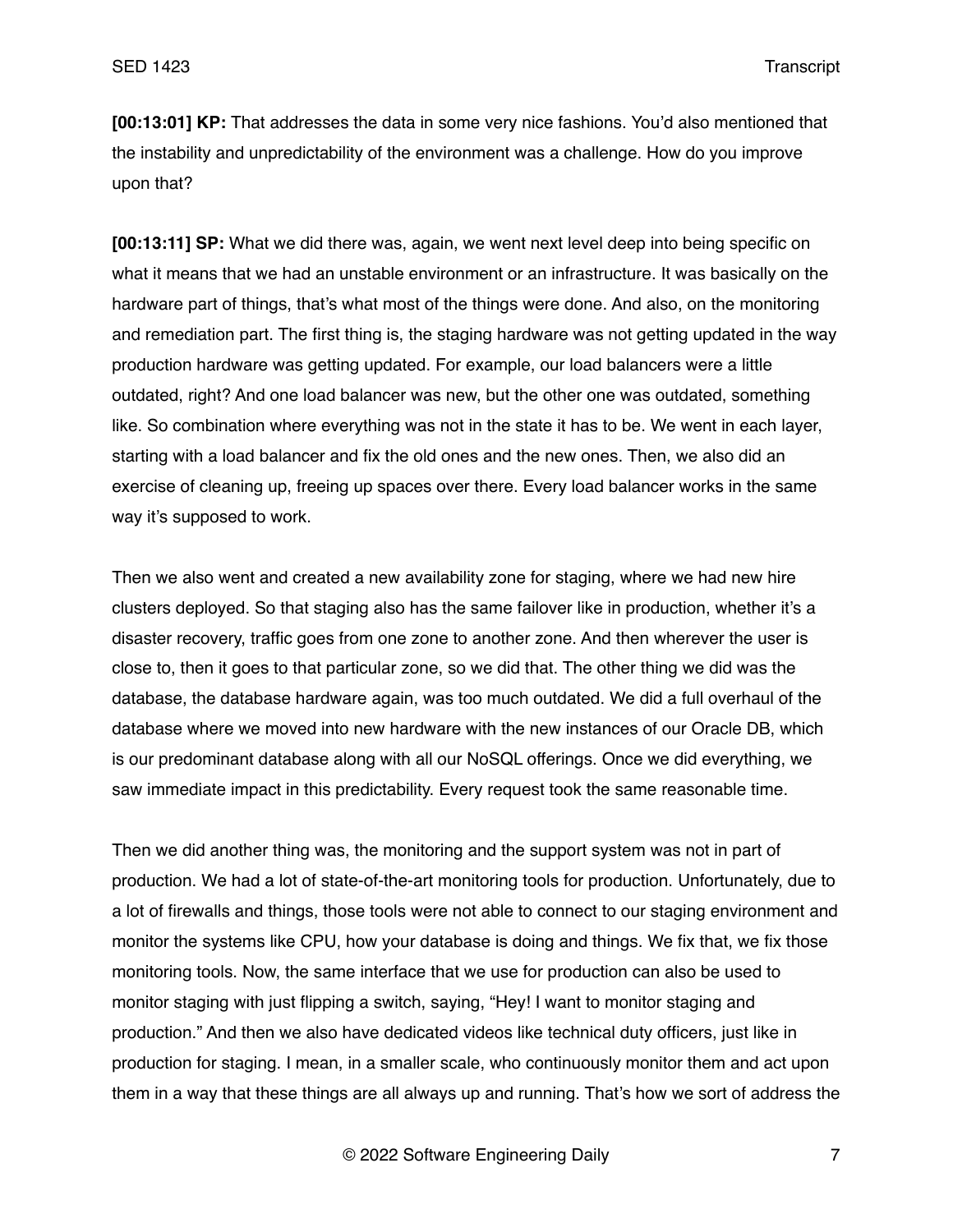**[00:13:01] KP:** That addresses the data in some very nice fashions. You'd also mentioned that the instability and unpredictability of the environment was a challenge. How do you improve upon that?

**[00:13:11] SP:** What we did there was, again, we went next level deep into being specific on what it means that we had an unstable environment or an infrastructure. It was basically on the hardware part of things, that's what most of the things were done. And also, on the monitoring and remediation part. The first thing is, the staging hardware was not getting updated in the way production hardware was getting updated. For example, our load balancers were a little outdated, right? And one load balancer was new, but the other one was outdated, something like. So combination where everything was not in the state it has to be. We went in each layer, starting with a load balancer and fix the old ones and the new ones. Then, we also did an exercise of cleaning up, freeing up spaces over there. Every load balancer works in the same way it's supposed to work.

Then we also went and created a new availability zone for staging, where we had new hire clusters deployed. So that staging also has the same failover like in production, whether it's a disaster recovery, traffic goes from one zone to another zone. And then wherever the user is close to, then it goes to that particular zone, so we did that. The other thing we did was the database, the database hardware again, was too much outdated. We did a full overhaul of the database where we moved into new hardware with the new instances of our Oracle DB, which is our predominant database along with all our NoSQL offerings. Once we did everything, we saw immediate impact in this predictability. Every request took the same reasonable time.

Then we did another thing was, the monitoring and the support system was not in part of production. We had a lot of state-of-the-art monitoring tools for production. Unfortunately, due to a lot of firewalls and things, those tools were not able to connect to our staging environment and monitor the systems like CPU, how your database is doing and things. We fix that, we fix those monitoring tools. Now, the same interface that we use for production can also be used to monitor staging with just flipping a switch, saying, "Hey! I want to monitor staging and production." And then we also have dedicated videos like technical duty officers, just like in production for staging. I mean, in a smaller scale, who continuously monitor them and act upon them in a way that these things are all always up and running. That's how we sort of address the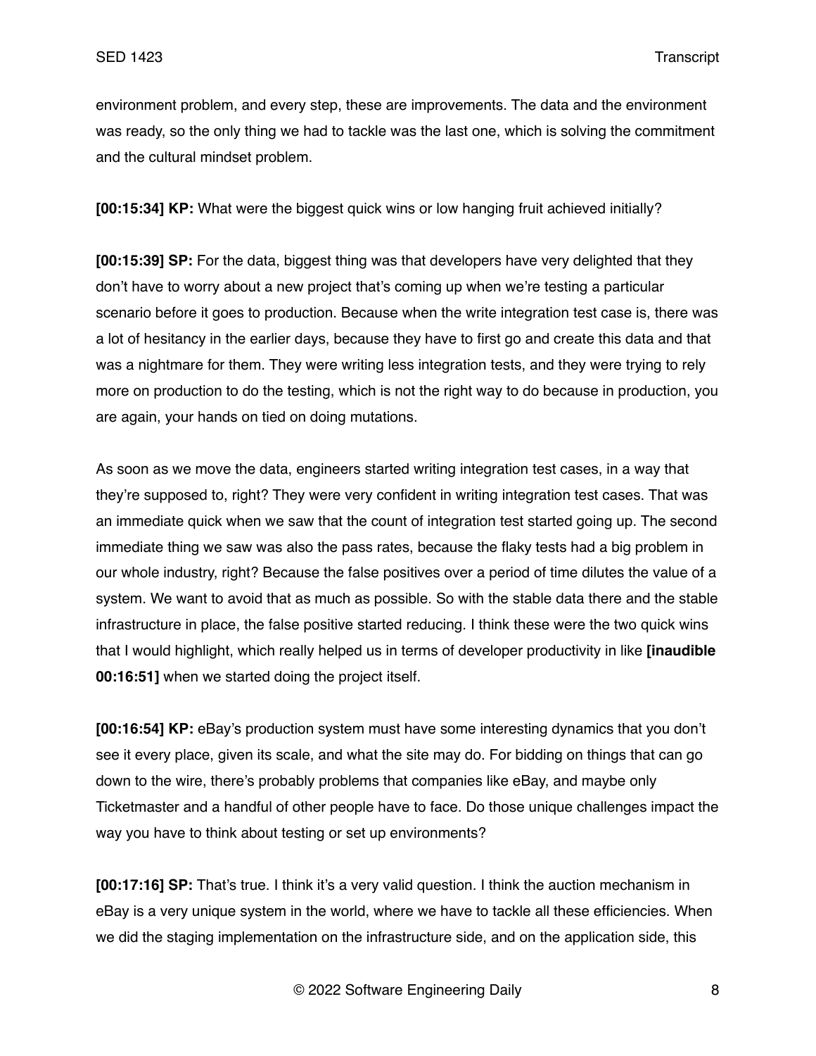environment problem, and every step, these are improvements. The data and the environment was ready, so the only thing we had to tackle was the last one, which is solving the commitment and the cultural mindset problem.

**[00:15:34] KP:** What were the biggest quick wins or low hanging fruit achieved initially?

**[00:15:39] SP:** For the data, biggest thing was that developers have very delighted that they don't have to worry about a new project that's coming up when we're testing a particular scenario before it goes to production. Because when the write integration test case is, there was a lot of hesitancy in the earlier days, because they have to first go and create this data and that was a nightmare for them. They were writing less integration tests, and they were trying to rely more on production to do the testing, which is not the right way to do because in production, you are again, your hands on tied on doing mutations.

As soon as we move the data, engineers started writing integration test cases, in a way that they're supposed to, right? They were very confident in writing integration test cases. That was an immediate quick when we saw that the count of integration test started going up. The second immediate thing we saw was also the pass rates, because the flaky tests had a big problem in our whole industry, right? Because the false positives over a period of time dilutes the value of a system. We want to avoid that as much as possible. So with the stable data there and the stable infrastructure in place, the false positive started reducing. I think these were the two quick wins that I would highlight, which really helped us in terms of developer productivity in like **[inaudible 00:16:51]** when we started doing the project itself.

**[00:16:54] KP:** eBay's production system must have some interesting dynamics that you don't see it every place, given its scale, and what the site may do. For bidding on things that can go down to the wire, there's probably problems that companies like eBay, and maybe only Ticketmaster and a handful of other people have to face. Do those unique challenges impact the way you have to think about testing or set up environments?

**[00:17:16] SP:** That's true. I think it's a very valid question. I think the auction mechanism in eBay is a very unique system in the world, where we have to tackle all these efficiencies. When we did the staging implementation on the infrastructure side, and on the application side, this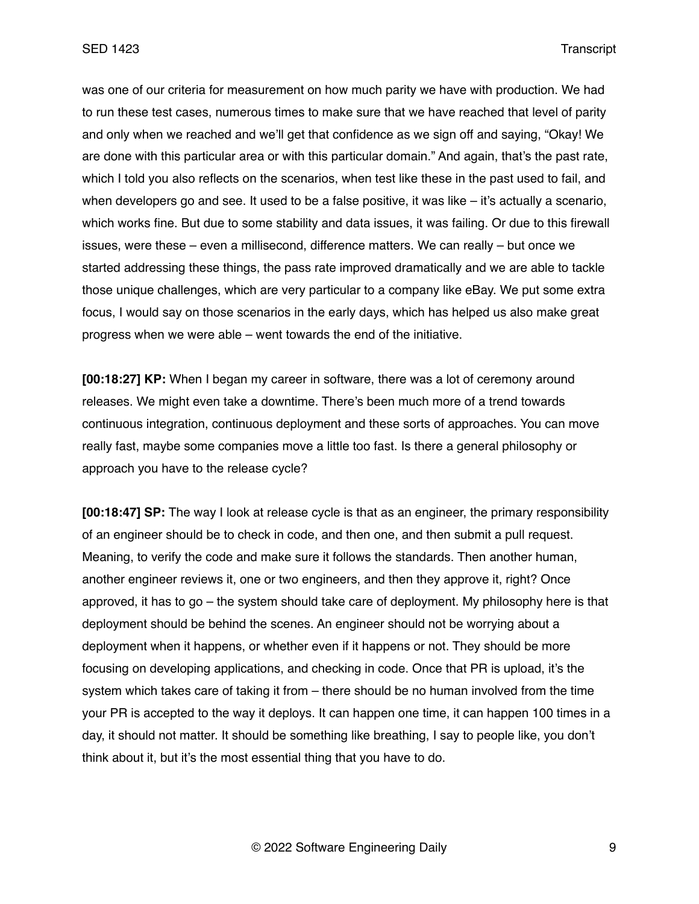was one of our criteria for measurement on how much parity we have with production. We had to run these test cases, numerous times to make sure that we have reached that level of parity and only when we reached and we'll get that confidence as we sign off and saying, "Okay! We are done with this particular area or with this particular domain." And again, that's the past rate, which I told you also reflects on the scenarios, when test like these in the past used to fail, and when developers go and see. It used to be a false positive, it was like – it's actually a scenario, which works fine. But due to some stability and data issues, it was failing. Or due to this firewall issues, were these – even a millisecond, difference matters. We can really – but once we started addressing these things, the pass rate improved dramatically and we are able to tackle those unique challenges, which are very particular to a company like eBay. We put some extra focus, I would say on those scenarios in the early days, which has helped us also make great progress when we were able – went towards the end of the initiative.

**[00:18:27] KP:** When I began my career in software, there was a lot of ceremony around releases. We might even take a downtime. There's been much more of a trend towards continuous integration, continuous deployment and these sorts of approaches. You can move really fast, maybe some companies move a little too fast. Is there a general philosophy or approach you have to the release cycle?

**[00:18:47] SP:** The way I look at release cycle is that as an engineer, the primary responsibility of an engineer should be to check in code, and then one, and then submit a pull request. Meaning, to verify the code and make sure it follows the standards. Then another human, another engineer reviews it, one or two engineers, and then they approve it, right? Once approved, it has to go – the system should take care of deployment. My philosophy here is that deployment should be behind the scenes. An engineer should not be worrying about a deployment when it happens, or whether even if it happens or not. They should be more focusing on developing applications, and checking in code. Once that PR is upload, it's the system which takes care of taking it from – there should be no human involved from the time your PR is accepted to the way it deploys. It can happen one time, it can happen 100 times in a day, it should not matter. It should be something like breathing, I say to people like, you don't think about it, but it's the most essential thing that you have to do.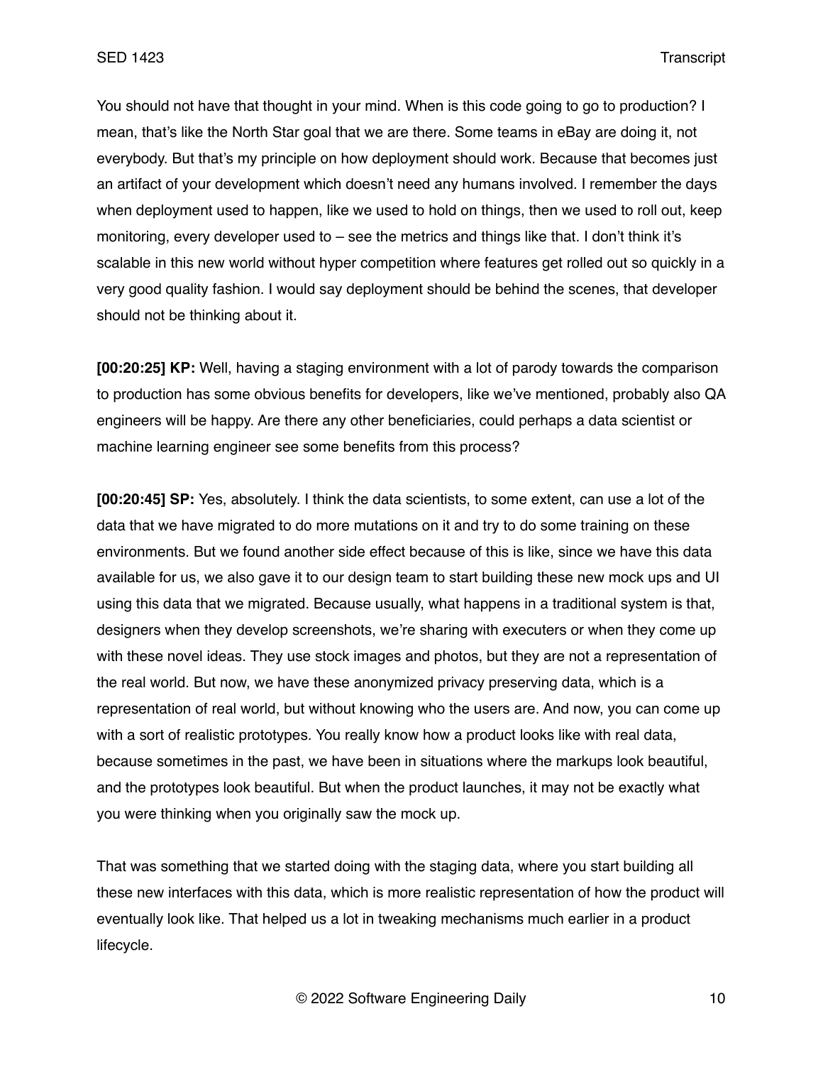You should not have that thought in your mind. When is this code going to go to production? I mean, that's like the North Star goal that we are there. Some teams in eBay are doing it, not everybody. But that's my principle on how deployment should work. Because that becomes just an artifact of your development which doesn't need any humans involved. I remember the days when deployment used to happen, like we used to hold on things, then we used to roll out, keep monitoring, every developer used to – see the metrics and things like that. I don't think it's scalable in this new world without hyper competition where features get rolled out so quickly in a very good quality fashion. I would say deployment should be behind the scenes, that developer should not be thinking about it.

**[00:20:25] KP:** Well, having a staging environment with a lot of parody towards the comparison to production has some obvious benefits for developers, like we've mentioned, probably also QA engineers will be happy. Are there any other beneficiaries, could perhaps a data scientist or machine learning engineer see some benefits from this process?

**[00:20:45] SP:** Yes, absolutely. I think the data scientists, to some extent, can use a lot of the data that we have migrated to do more mutations on it and try to do some training on these environments. But we found another side effect because of this is like, since we have this data available for us, we also gave it to our design team to start building these new mock ups and UI using this data that we migrated. Because usually, what happens in a traditional system is that, designers when they develop screenshots, we're sharing with executers or when they come up with these novel ideas. They use stock images and photos, but they are not a representation of the real world. But now, we have these anonymized privacy preserving data, which is a representation of real world, but without knowing who the users are. And now, you can come up with a sort of realistic prototypes. You really know how a product looks like with real data, because sometimes in the past, we have been in situations where the markups look beautiful, and the prototypes look beautiful. But when the product launches, it may not be exactly what you were thinking when you originally saw the mock up.

That was something that we started doing with the staging data, where you start building all these new interfaces with this data, which is more realistic representation of how the product will eventually look like. That helped us a lot in tweaking mechanisms much earlier in a product lifecycle.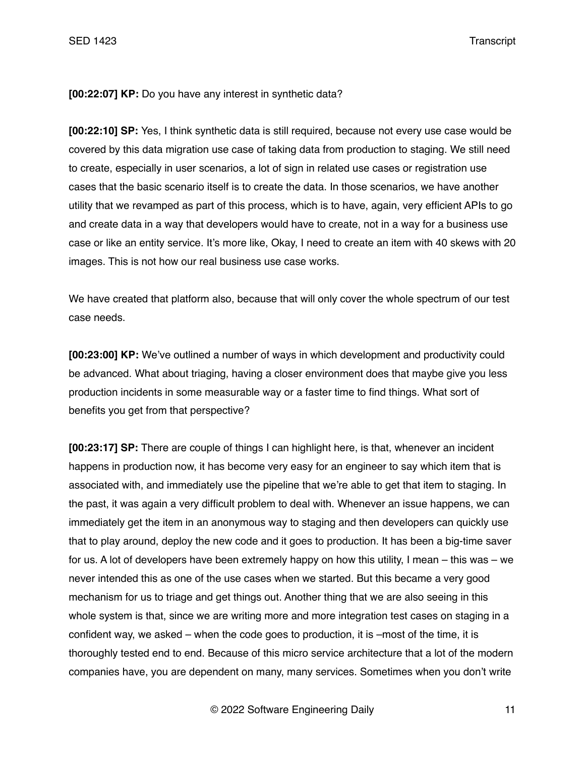**[00:22:07] KP:** Do you have any interest in synthetic data?

**[00:22:10] SP:** Yes, I think synthetic data is still required, because not every use case would be covered by this data migration use case of taking data from production to staging. We still need to create, especially in user scenarios, a lot of sign in related use cases or registration use cases that the basic scenario itself is to create the data. In those scenarios, we have another utility that we revamped as part of this process, which is to have, again, very efficient APIs to go and create data in a way that developers would have to create, not in a way for a business use case or like an entity service. It's more like, Okay, I need to create an item with 40 skews with 20 images. This is not how our real business use case works.

We have created that platform also, because that will only cover the whole spectrum of our test case needs.

**[00:23:00] KP:** We've outlined a number of ways in which development and productivity could be advanced. What about triaging, having a closer environment does that maybe give you less production incidents in some measurable way or a faster time to find things. What sort of benefits you get from that perspective?

**[00:23:17] SP:** There are couple of things I can highlight here, is that, whenever an incident happens in production now, it has become very easy for an engineer to say which item that is associated with, and immediately use the pipeline that we're able to get that item to staging. In the past, it was again a very difficult problem to deal with. Whenever an issue happens, we can immediately get the item in an anonymous way to staging and then developers can quickly use that to play around, deploy the new code and it goes to production. It has been a big-time saver for us. A lot of developers have been extremely happy on how this utility, I mean – this was – we never intended this as one of the use cases when we started. But this became a very good mechanism for us to triage and get things out. Another thing that we are also seeing in this whole system is that, since we are writing more and more integration test cases on staging in a confident way, we asked – when the code goes to production, it is –most of the time, it is thoroughly tested end to end. Because of this micro service architecture that a lot of the modern companies have, you are dependent on many, many services. Sometimes when you don't write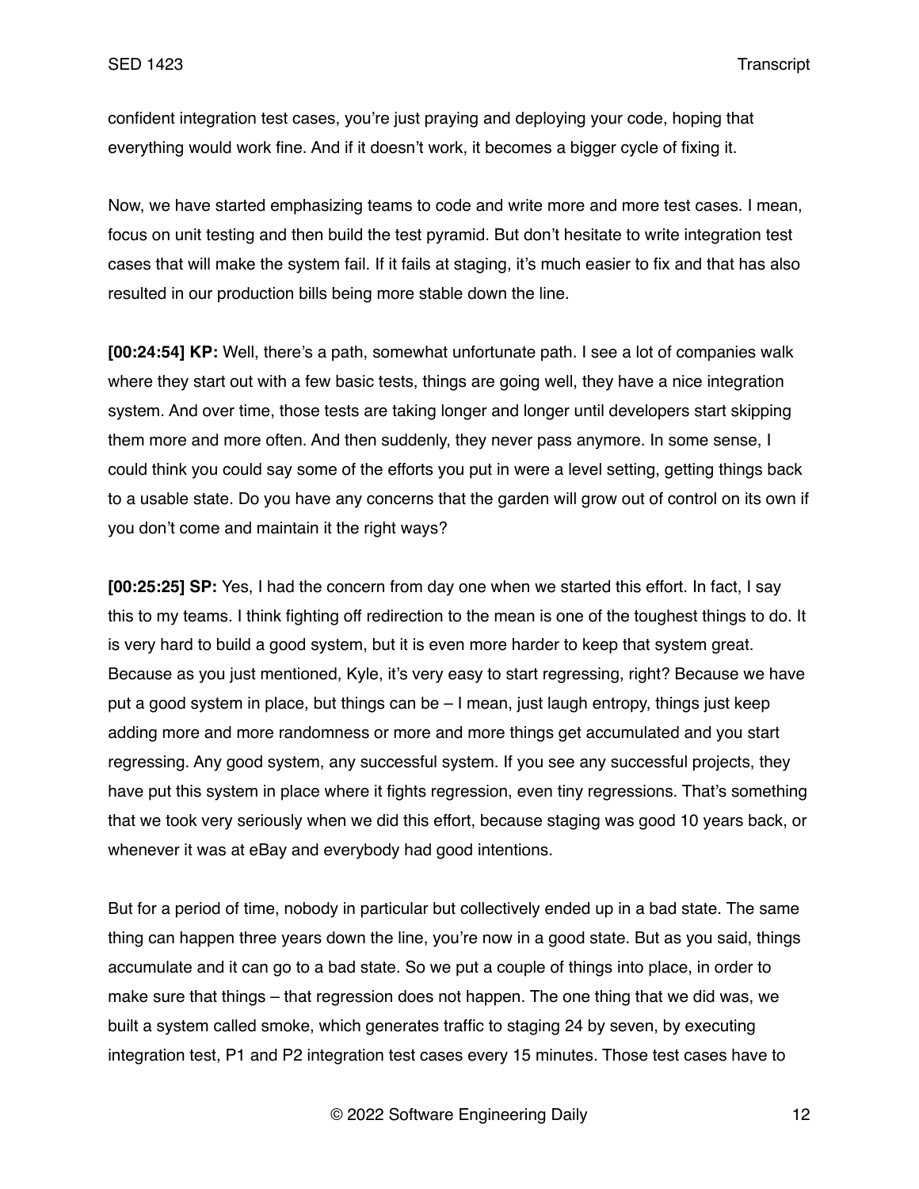confident integration test cases, you're just praying and deploying your code, hoping that everything would work fine. And if it doesn't work, it becomes a bigger cycle of fixing it.

Now, we have started emphasizing teams to code and write more and more test cases. I mean, focus on unit testing and then build the test pyramid. But don't hesitate to write integration test cases that will make the system fail. If it fails at staging, it's much easier to fix and that has also resulted in our production bills being more stable down the line.

**[00:24:54] KP:** Well, there's a path, somewhat unfortunate path. I see a lot of companies walk where they start out with a few basic tests, things are going well, they have a nice integration system. And over time, those tests are taking longer and longer until developers start skipping them more and more often. And then suddenly, they never pass anymore. In some sense, I could think you could say some of the efforts you put in were a level setting, getting things back to a usable state. Do you have any concerns that the garden will grow out of control on its own if you don't come and maintain it the right ways?

**[00:25:25] SP:** Yes, I had the concern from day one when we started this effort. In fact, I say this to my teams. I think fighting off redirection to the mean is one of the toughest things to do. It is very hard to build a good system, but it is even more harder to keep that system great. Because as you just mentioned, Kyle, it's very easy to start regressing, right? Because we have put a good system in place, but things can be – I mean, just laugh entropy, things just keep adding more and more randomness or more and more things get accumulated and you start regressing. Any good system, any successful system. If you see any successful projects, they have put this system in place where it fights regression, even tiny regressions. That's something that we took very seriously when we did this effort, because staging was good 10 years back, or whenever it was at eBay and everybody had good intentions.

But for a period of time, nobody in particular but collectively ended up in a bad state. The same thing can happen three years down the line, you're now in a good state. But as you said, things accumulate and it can go to a bad state. So we put a couple of things into place, in order to make sure that things – that regression does not happen. The one thing that we did was, we built a system called smoke, which generates traffic to staging 24 by seven, by executing integration test, P1 and P2 integration test cases every 15 minutes. Those test cases have to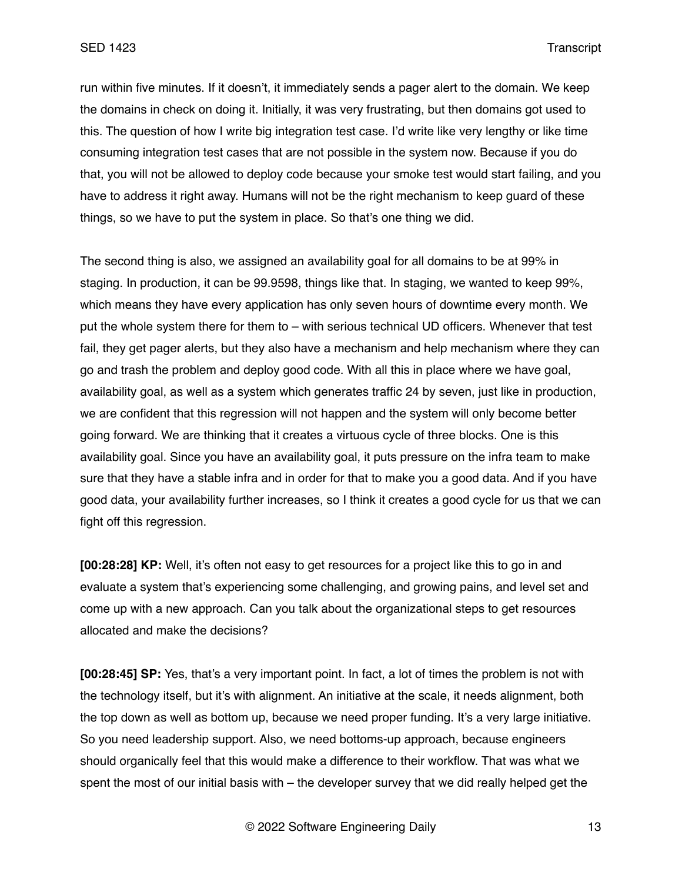run within five minutes. If it doesn't, it immediately sends a pager alert to the domain. We keep the domains in check on doing it. Initially, it was very frustrating, but then domains got used to this. The question of how I write big integration test case. I'd write like very lengthy or like time consuming integration test cases that are not possible in the system now. Because if you do that, you will not be allowed to deploy code because your smoke test would start failing, and you have to address it right away. Humans will not be the right mechanism to keep guard of these things, so we have to put the system in place. So that's one thing we did.

The second thing is also, we assigned an availability goal for all domains to be at 99% in staging. In production, it can be 99.9598, things like that. In staging, we wanted to keep 99%, which means they have every application has only seven hours of downtime every month. We put the whole system there for them to – with serious technical UD officers. Whenever that test fail, they get pager alerts, but they also have a mechanism and help mechanism where they can go and trash the problem and deploy good code. With all this in place where we have goal, availability goal, as well as a system which generates traffic 24 by seven, just like in production, we are confident that this regression will not happen and the system will only become better going forward. We are thinking that it creates a virtuous cycle of three blocks. One is this availability goal. Since you have an availability goal, it puts pressure on the infra team to make sure that they have a stable infra and in order for that to make you a good data. And if you have good data, your availability further increases, so I think it creates a good cycle for us that we can fight off this regression.

**[00:28:28] KP:** Well, it's often not easy to get resources for a project like this to go in and evaluate a system that's experiencing some challenging, and growing pains, and level set and come up with a new approach. Can you talk about the organizational steps to get resources allocated and make the decisions?

**[00:28:45] SP:** Yes, that's a very important point. In fact, a lot of times the problem is not with the technology itself, but it's with alignment. An initiative at the scale, it needs alignment, both the top down as well as bottom up, because we need proper funding. It's a very large initiative. So you need leadership support. Also, we need bottoms-up approach, because engineers should organically feel that this would make a difference to their workflow. That was what we spent the most of our initial basis with – the developer survey that we did really helped get the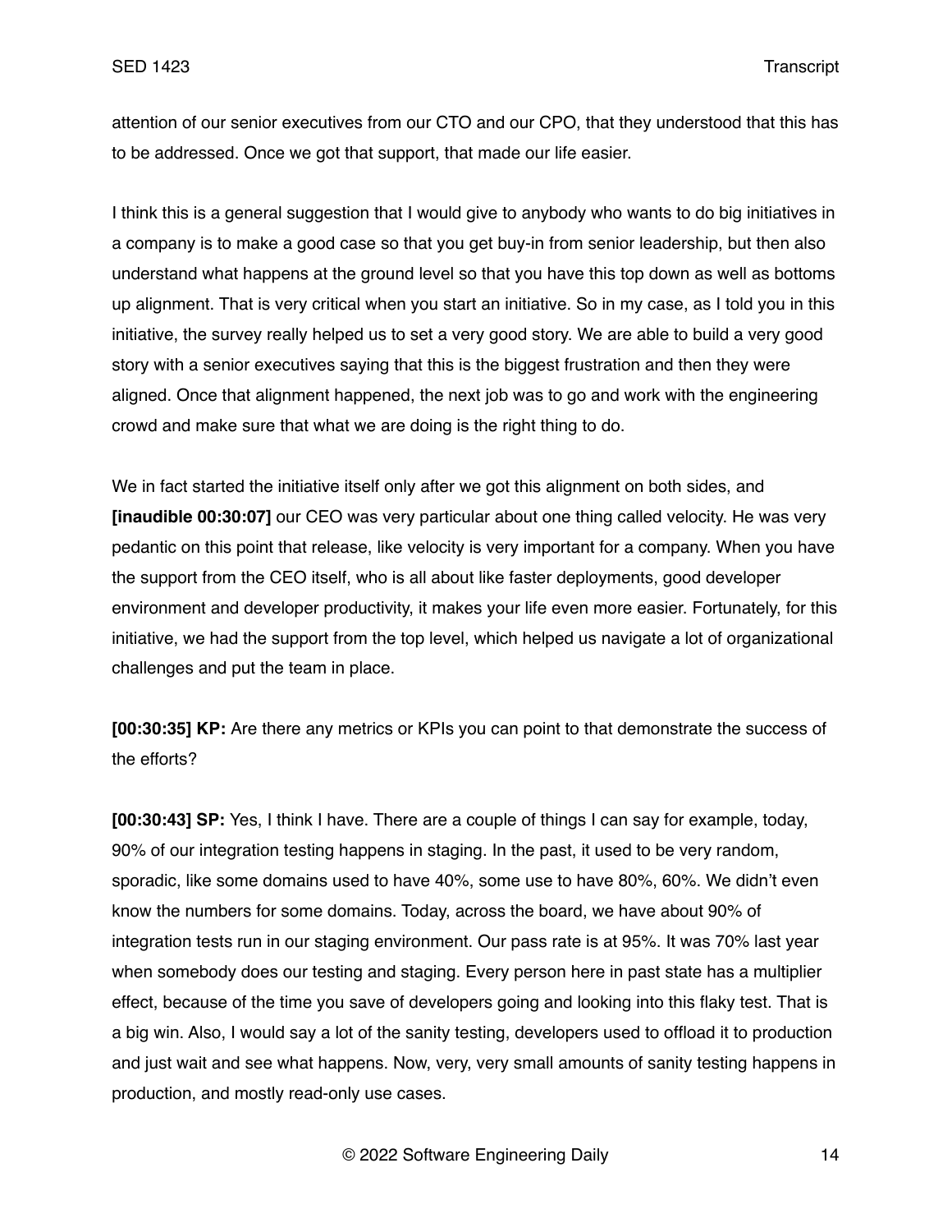attention of our senior executives from our CTO and our CPO, that they understood that this has to be addressed. Once we got that support, that made our life easier.

I think this is a general suggestion that I would give to anybody who wants to do big initiatives in a company is to make a good case so that you get buy-in from senior leadership, but then also understand what happens at the ground level so that you have this top down as well as bottoms up alignment. That is very critical when you start an initiative. So in my case, as I told you in this initiative, the survey really helped us to set a very good story. We are able to build a very good story with a senior executives saying that this is the biggest frustration and then they were aligned. Once that alignment happened, the next job was to go and work with the engineering crowd and make sure that what we are doing is the right thing to do.

We in fact started the initiative itself only after we got this alignment on both sides, and **[inaudible 00:30:07]** our CEO was very particular about one thing called velocity. He was very pedantic on this point that release, like velocity is very important for a company. When you have the support from the CEO itself, who is all about like faster deployments, good developer environment and developer productivity, it makes your life even more easier. Fortunately, for this initiative, we had the support from the top level, which helped us navigate a lot of organizational challenges and put the team in place.

**[00:30:35] KP:** Are there any metrics or KPIs you can point to that demonstrate the success of the efforts?

**[00:30:43] SP:** Yes, I think I have. There are a couple of things I can say for example, today, 90% of our integration testing happens in staging. In the past, it used to be very random, sporadic, like some domains used to have 40%, some use to have 80%, 60%. We didn't even know the numbers for some domains. Today, across the board, we have about 90% of integration tests run in our staging environment. Our pass rate is at 95%. It was 70% last year when somebody does our testing and staging. Every person here in past state has a multiplier effect, because of the time you save of developers going and looking into this flaky test. That is a big win. Also, I would say a lot of the sanity testing, developers used to offload it to production and just wait and see what happens. Now, very, very small amounts of sanity testing happens in production, and mostly read-only use cases.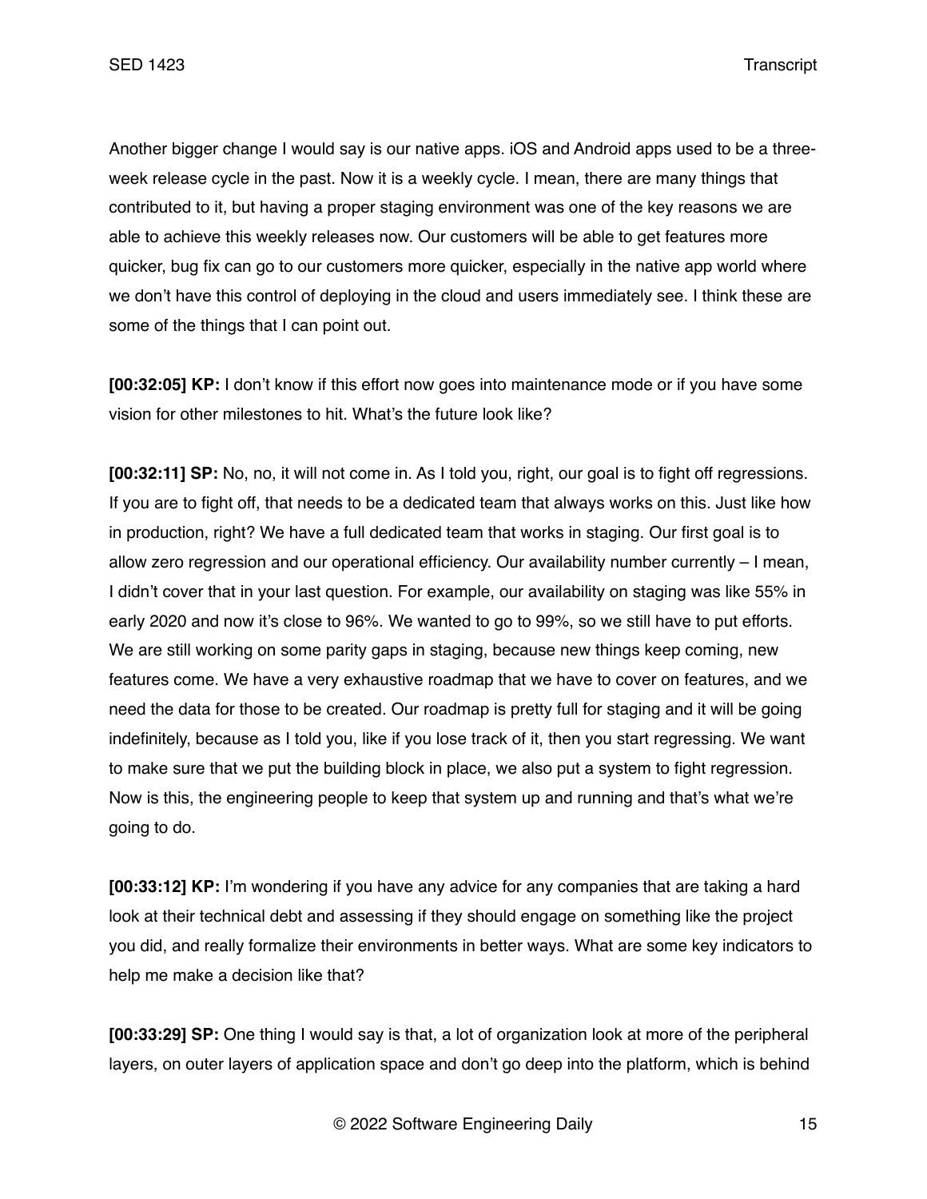Another bigger change I would say is our native apps. iOS and Android apps used to be a three-week release cycle in the past. Now it is a weekly cycle. I mean, there are many things that contributed to it, but having a proper staging environment was one of the key reasons we are able to achieve this weekly releases now. Our customers will be able to get features more quicker, bug fix can go to our customers more quicker, especially in the native app world where we don't have this control of deploying in the cloud and users immediately see. I think these are some of the things that I can point out.

**[00:32:05] KP:** I don't know if this effort now goes into maintenance mode or if you have some vision for other milestones to hit. What's the future look like?

**[00:32:11] SP:** No, no, it will not come in. As I told you, right, our goal is to fight off regressions. If you are to fight off, that needs to be a dedicated team that always works on this. Just like how in production, right? We have a full dedicated team that works in staging. Our first goal is to allow zero regression and our operational efficiency. Our availability number currently – I mean, I didn't cover that in your last question. For example, our availability on staging was like 55% in early 2020 and now it's close to 96%. We wanted to go to 99%, so we still have to put efforts. We are still working on some parity gaps in staging, because new things keep coming, new features come. We have a very exhaustive roadmap that we have to cover on features, and we need the data for those to be created. Our roadmap is pretty full for staging and it will be going indefinitely, because as I told you, like if you lose track of it, then you start regressing. We want to make sure that we put the building block in place, we also put a system to fight regression. Now is this, the engineering people to keep that system up and running and that's what we're going to do.

**[00:33:12] KP:** I'm wondering if you have any advice for any companies that are taking a hard look at their technical debt and assessing if they should engage on something like the project you did, and really formalize their environments in better ways. What are some key indicators to help me make a decision like that?

**[00:33:29] SP:** One thing I would say is that, a lot of organization look at more of the peripheral layers, on outer layers of application space and don't go deep into the platform, which is behind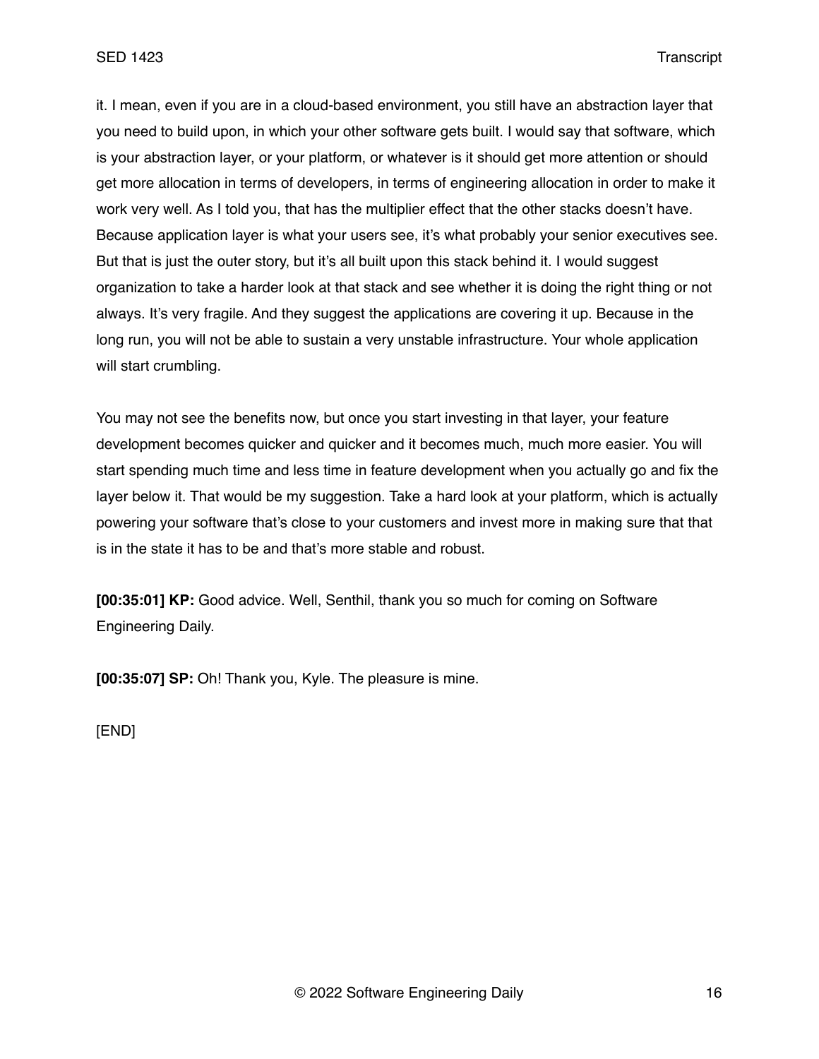it. I mean, even if you are in a cloud-based environment, you still have an abstraction layer that you need to build upon, in which your other software gets built. I would say that software, which is your abstraction layer, or your platform, or whatever is it should get more attention or should get more allocation in terms of developers, in terms of engineering allocation in order to make it work very well. As I told you, that has the multiplier effect that the other stacks doesn't have. Because application layer is what your users see, it's what probably your senior executives see. But that is just the outer story, but it's all built upon this stack behind it. I would suggest organization to take a harder look at that stack and see whether it is doing the right thing or not always. It's very fragile. And they suggest the applications are covering it up. Because in the long run, you will not be able to sustain a very unstable infrastructure. Your whole application will start crumbling.

You may not see the benefits now, but once you start investing in that layer, your feature development becomes quicker and quicker and it becomes much, much more easier. You will start spending much time and less time in feature development when you actually go and fix the layer below it. That would be my suggestion. Take a hard look at your platform, which is actually powering your software that's close to your customers and invest more in making sure that that is in the state it has to be and that's more stable and robust.

**[00:35:01] KP:** Good advice. Well, Senthil, thank you so much for coming on Software Engineering Daily.

**[00:35:07] SP:** Oh! Thank you, Kyle. The pleasure is mine.

[END]